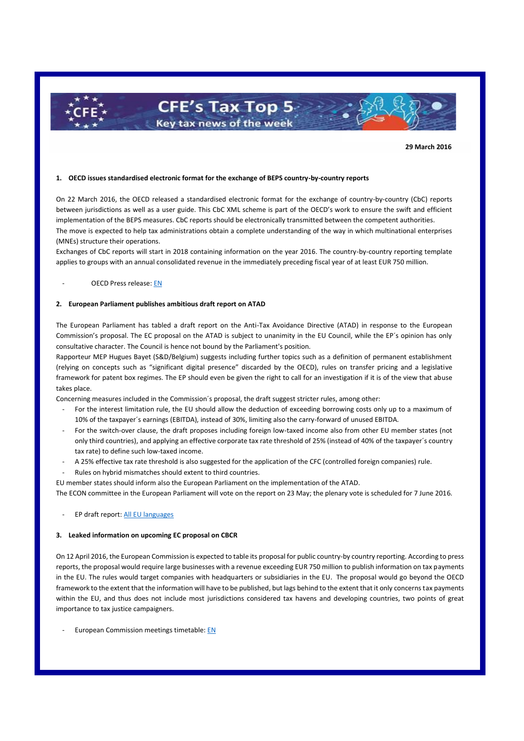# CFE's Tax Top 5

## Key tax news of the week

**29 March 2016**

### 1. OECD issues standardised electronic format for the exchange of BEPS country-by-country reports

On 22 March 2016, the OECD released a standardised electronic format for the exchange of country-by-country (CbC) reports between jurisdictions as well as a user guide. This CbC XML scheme is part of the OECD's work to ensure the swift and efficient implementation of the BEPS measures. CbC reports should be electronically transmitted between the competent authorities.

The move is expected to help tax administrations obtain a complete understanding of the way in which multinational enterprises (MNEs) structure their operations.

Exchanges of CbC reports will start in 2018 containing information on the year 2016. The country-by-country reporting template applies to groups with an annual consolidated revenue in the immediately preceding fiscal year of at least EUR 750 million.

- OECD Press release: EN

### 2. European Parliament publishes ambitious draft report on ATAD

The European Parliament has tabled a draft report on the Anti-Tax Avoidance Directive (ATAD) in response to the European Commission's proposal. The EC proposal on the ATAD is subject to unanimity in the EU Council, while the EP´s opinion has only consultative character. The Council is hence not bound by the Parliament's position.

Rapporteur MEP Hugues Bayet (S&D/Belgium) suggests including further topics such as a definition of permanent establishment (relying on concepts such as "significant digital presence" discarded by the OECD), rules on transfer pricing and a legislative framework for patent box regimes. The EP should even be given the right to call for an investigation if it is of the view that abuse takes place.

Concerning measures included in the Commission´s proposal, the draft suggest stricter rules, among other:

- For the interest limitation rule, the EU should allow the deduction of exceeding borrowing costs only up to a maximum of 10% of the taxpayer´s earnings (EBITDA), instead of 30%, limiting also the carry-forward of unused EBITDA.
- For the switch-over clause, the draft proposes including foreign low-taxed income also from other EU member states (not only third countries), and applying an effective corporate tax rate threshold of 25% (instead of 40% of the taxpayer´s country tax rate) to define such low-taxed income.
- A 25% effective tax rate threshold is also suggested for the application of the CFC (controlled foreign companies) rule.
- Rules on hybrid mismatches should extent to third countries.

EU member states should inform also the European Parliament on the implementation of the ATAD.

The ECON committee in the European Parliament will vote on the report on 23 May; the plenary vote is scheduled for 7 June 2016.

- EP draft report: All EU languages

### 3. Leaked information on upcoming EC proposal on CBCR

On 12 April 2016, the European Commission is expected to table its proposal for public country-by country reporting. According to press reports, the proposal would require large businesses with a revenue exceeding EUR 750 million to publish information on tax payments in the EU. The rules would target companies with headquarters or subsidiaries in the EU. The proposal would go beyond the OECD framework to the extent that the information will have to be published, but lags behind to the extent that it only concerns tax payments within the EU, and thus does not include most jurisdictions considered tax havens and developing countries, two points of great importance to tax justice campaigners.

- European Commission meetings timetable: EN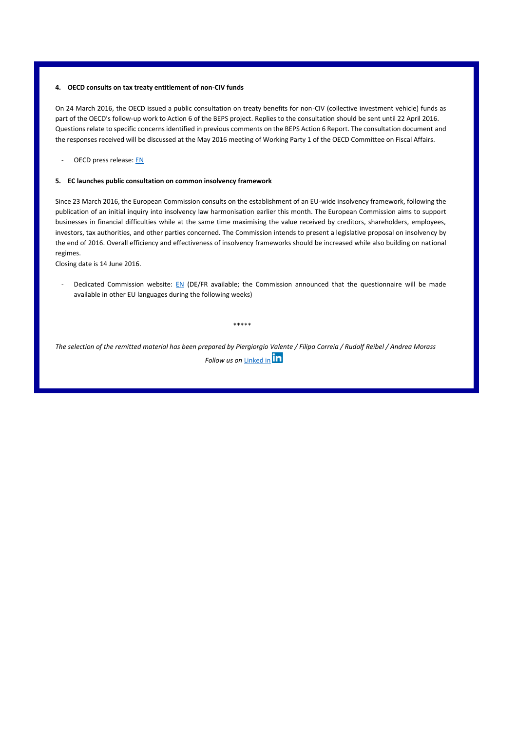#### 4. OECD consults on tax treaty entitlement of non-CIV funds

On 24 March 2016, the OECD issued a public consultation on treaty benefits for non-CIV (collective investment vehicle) funds as part of the OECD's follow-up work to Action 6 of the BEPS project. Replies to the consultation should be sent until 22 April 2016. Questions relate to specific concerns identified in previous comments on the BEPS Action 6 Report. The consultation document and the responses received will be discussed at the May 2016 meeting of Working Party 1 of the OECD Committee on Fiscal Affairs.

- OECD press release: EN

#### 5. EC launches public consultation on common insolvency framework

Since 23 March 2016, the European Commission consults on the establishment of an EU-wide insolvency framework, following the publication of an initial inquiry into insolvency law harmonisation earlier this month. The European Commission aims to support businesses in financial difficulties while at the same time maximising the value received by creditors, shareholders, employees, investors, tax authorities, and other parties concerned. The Commission intends to present a legislative proposal on insolvency by the end of 2016. Overall efficiency and effectiveness of insolvency frameworks should be increased while also building on national regimes.
Closing date is 14 June 2016.

- Dedicated Commission website: EN (DE/FR available; the Commission announced that the questionnaire will be made available in other EU languages during the following weeks)

*****

*The selection of the remitted material has been prepared by Piergiorgio Valente / Filipa Correia / Rudolf Reibel / Andrea Morass*

*Follow us on* Linked in